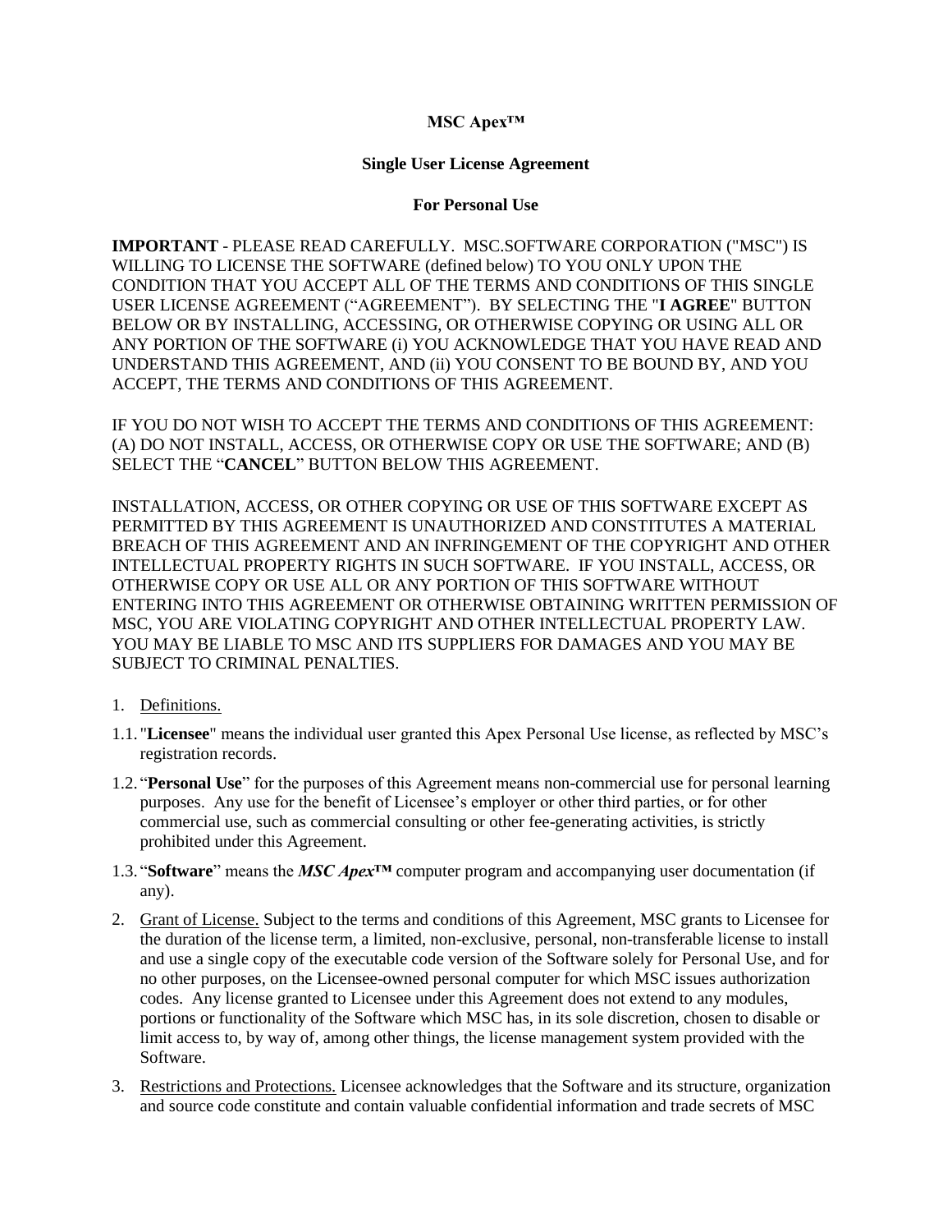**MSC Apex™**

**Single User License Agreement**

**For Personal Use**

**IMPORTANT** - PLEASE READ CAREFULLY. MSC.SOFTWARE CORPORATION ("MSC") IS WILLING TO LICENSE THE SOFTWARE (defined below) TO YOU ONLY UPON THE CONDITION THAT YOU ACCEPT ALL OF THE TERMS AND CONDITIONS OF THIS SINGLE USER LICENSE AGREEMENT ("AGREEMENT"). BY SELECTING THE "**I AGREE**" BUTTON BELOW OR BY INSTALLING, ACCESSING, OR OTHERWISE COPYING OR USING ALL OR ANY PORTION OF THE SOFTWARE (i) YOU ACKNOWLEDGE THAT YOU HAVE READ AND UNDERSTAND THIS AGREEMENT, AND (ii) YOU CONSENT TO BE BOUND BY, AND YOU ACCEPT, THE TERMS AND CONDITIONS OF THIS AGREEMENT.

IF YOU DO NOT WISH TO ACCEPT THE TERMS AND CONDITIONS OF THIS AGREEMENT: (A) DO NOT INSTALL, ACCESS, OR OTHERWISE COPY OR USE THE SOFTWARE; AND (B) SELECT THE "**CANCEL**" BUTTON BELOW THIS AGREEMENT.

INSTALLATION, ACCESS, OR OTHER COPYING OR USE OF THIS SOFTWARE EXCEPT AS PERMITTED BY THIS AGREEMENT IS UNAUTHORIZED AND CONSTITUTES A MATERIAL BREACH OF THIS AGREEMENT AND AN INFRINGEMENT OF THE COPYRIGHT AND OTHER INTELLECTUAL PROPERTY RIGHTS IN SUCH SOFTWARE. IF YOU INSTALL, ACCESS, OR OTHERWISE COPY OR USE ALL OR ANY PORTION OF THIS SOFTWARE WITHOUT ENTERING INTO THIS AGREEMENT OR OTHERWISE OBTAINING WRITTEN PERMISSION OF MSC, YOU ARE VIOLATING COPYRIGHT AND OTHER INTELLECTUAL PROPERTY LAW. YOU MAY BE LIABLE TO MSC AND ITS SUPPLIERS FOR DAMAGES AND YOU MAY BE SUBJECT TO CRIMINAL PENALTIES.

1. Definitions.

1.1. "**Licensee**" means the individual user granted this Apex Personal Use license, as reflected by MSC's registration records.

1.2. "**Personal Use**" for the purposes of this Agreement means non-commercial use for personal learning purposes. Any use for the benefit of Licensee's employer or other third parties, or for other commercial use, such as commercial consulting or other fee-generating activities, is strictly prohibited under this Agreement.

1.3. "**Software**" means the ***MSC Apex*™** computer program and accompanying user documentation (if any).

2. Grant of License. Subject to the terms and conditions of this Agreement, MSC grants to Licensee for the duration of the license term, a limited, non-exclusive, personal, non-transferable license to install and use a single copy of the executable code version of the Software solely for Personal Use, and for no other purposes, on the Licensee-owned personal computer for which MSC issues authorization codes. Any license granted to Licensee under this Agreement does not extend to any modules, portions or functionality of the Software which MSC has, in its sole discretion, chosen to disable or limit access to, by way of, among other things, the license management system provided with the Software.

3. Restrictions and Protections. Licensee acknowledges that the Software and its structure, organization and source code constitute and contain valuable confidential information and trade secrets of MSC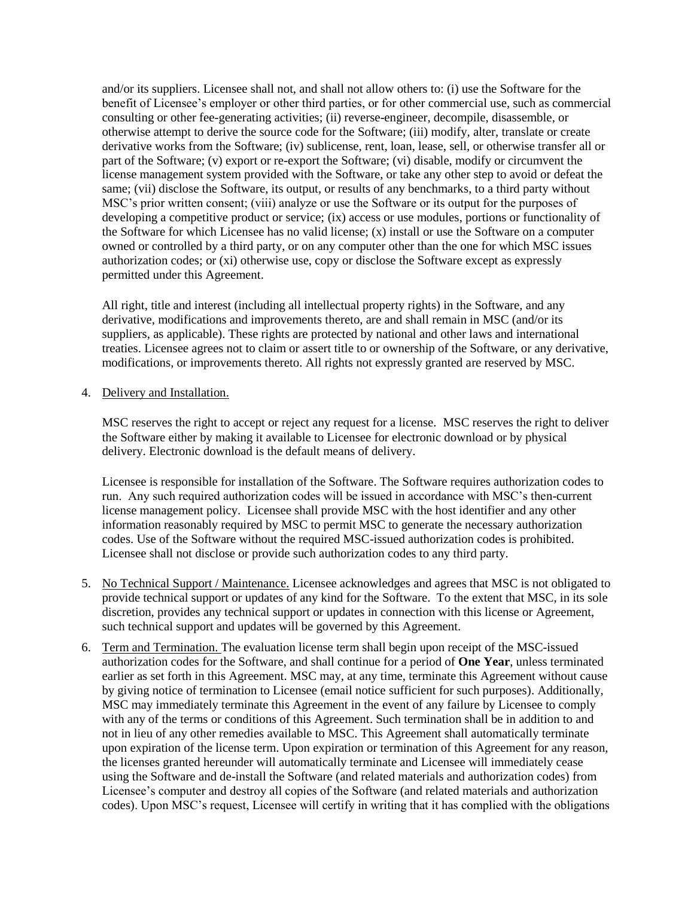and/or its suppliers. Licensee shall not, and shall not allow others to: (i) use the Software for the benefit of Licensee's employer or other third parties, or for other commercial use, such as commercial consulting or other fee-generating activities; (ii) reverse-engineer, decompile, disassemble, or otherwise attempt to derive the source code for the Software; (iii) modify, alter, translate or create derivative works from the Software; (iv) sublicense, rent, loan, lease, sell, or otherwise transfer all or part of the Software; (v) export or re-export the Software; (vi) disable, modify or circumvent the license management system provided with the Software, or take any other step to avoid or defeat the same; (vii) disclose the Software, its output, or results of any benchmarks, to a third party without MSC's prior written consent; (viii) analyze or use the Software or its output for the purposes of developing a competitive product or service; (ix) access or use modules, portions or functionality of the Software for which Licensee has no valid license; (x) install or use the Software on a computer owned or controlled by a third party, or on any computer other than the one for which MSC issues authorization codes; or (xi) otherwise use, copy or disclose the Software except as expressly permitted under this Agreement.

All right, title and interest (including all intellectual property rights) in the Software, and any derivative, modifications and improvements thereto, are and shall remain in MSC (and/or its suppliers, as applicable). These rights are protected by national and other laws and international treaties. Licensee agrees not to claim or assert title to or ownership of the Software, or any derivative, modifications, or improvements thereto. All rights not expressly granted are reserved by MSC.

4. Delivery and Installation.

   MSC reserves the right to accept or reject any request for a license. MSC reserves the right to deliver the Software either by making it available to Licensee for electronic download or by physical delivery. Electronic download is the default means of delivery.

   Licensee is responsible for installation of the Software. The Software requires authorization codes to run. Any such required authorization codes will be issued in accordance with MSC's then-current license management policy. Licensee shall provide MSC with the host identifier and any other information reasonably required by MSC to permit MSC to generate the necessary authorization codes. Use of the Software without the required MSC-issued authorization codes is prohibited. Licensee shall not disclose or provide such authorization codes to any third party.

5. No Technical Support / Maintenance. Licensee acknowledges and agrees that MSC is not obligated to provide technical support or updates of any kind for the Software. To the extent that MSC, in its sole discretion, provides any technical support or updates in connection with this license or Agreement, such technical support and updates will be governed by this Agreement.

6. Term and Termination. The evaluation license term shall begin upon receipt of the MSC-issued authorization codes for the Software, and shall continue for a period of **One Year**, unless terminated earlier as set forth in this Agreement. MSC may, at any time, terminate this Agreement without cause by giving notice of termination to Licensee (email notice sufficient for such purposes). Additionally, MSC may immediately terminate this Agreement in the event of any failure by Licensee to comply with any of the terms or conditions of this Agreement. Such termination shall be in addition to and not in lieu of any other remedies available to MSC. This Agreement shall automatically terminate upon expiration of the license term. Upon expiration or termination of this Agreement for any reason, the licenses granted hereunder will automatically terminate and Licensee will immediately cease using the Software and de-install the Software (and related materials and authorization codes) from Licensee's computer and destroy all copies of the Software (and related materials and authorization codes). Upon MSC's request, Licensee will certify in writing that it has complied with the obligations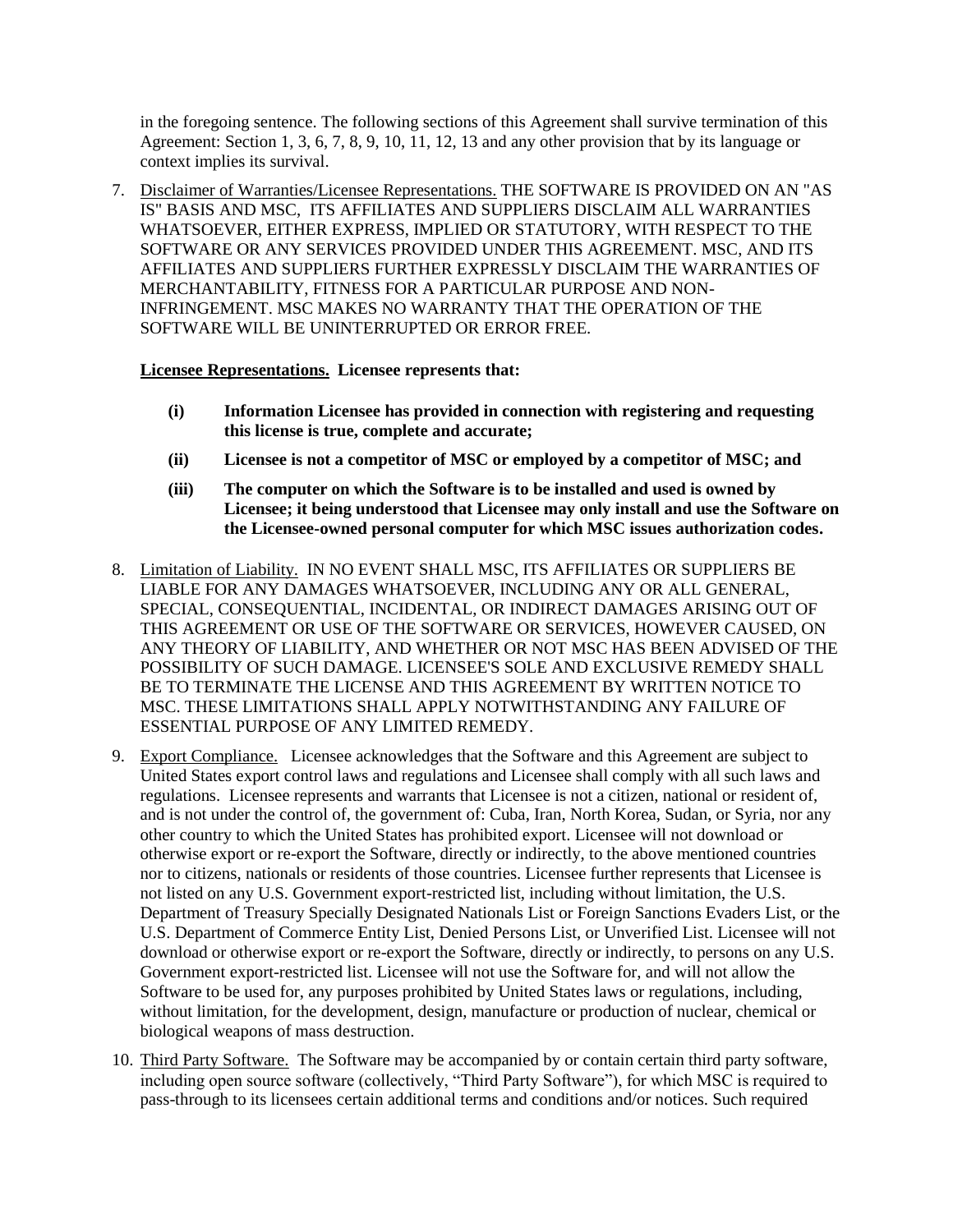in the foregoing sentence. The following sections of this Agreement shall survive termination of this Agreement: Section 1, 3, 6, 7, 8, 9, 10, 11, 12, 13 and any other provision that by its language or context implies its survival.

7. Disclaimer of Warranties/Licensee Representations. THE SOFTWARE IS PROVIDED ON AN "AS IS" BASIS AND MSC, ITS AFFILIATES AND SUPPLIERS DISCLAIM ALL WARRANTIES WHATSOEVER, EITHER EXPRESS, IMPLIED OR STATUTORY, WITH RESPECT TO THE SOFTWARE OR ANY SERVICES PROVIDED UNDER THIS AGREEMENT. MSC, AND ITS AFFILIATES AND SUPPLIERS FURTHER EXPRESSLY DISCLAIM THE WARRANTIES OF MERCHANTABILITY, FITNESS FOR A PARTICULAR PURPOSE AND NON-INFRINGEMENT. MSC MAKES NO WARRANTY THAT THE OPERATION OF THE SOFTWARE WILL BE UNINTERRUPTED OR ERROR FREE.

   **Licensee Representations. Licensee represents that:**

   **(i) Information Licensee has provided in connection with registering and requesting this license is true, complete and accurate;**

   **(ii) Licensee is not a competitor of MSC or employed by a competitor of MSC; and**

   **(iii) The computer on which the Software is to be installed and used is owned by Licensee; it being understood that Licensee may only install and use the Software on the Licensee-owned personal computer for which MSC issues authorization codes.**

8. Limitation of Liability. IN NO EVENT SHALL MSC, ITS AFFILIATES OR SUPPLIERS BE LIABLE FOR ANY DAMAGES WHATSOEVER, INCLUDING ANY OR ALL GENERAL, SPECIAL, CONSEQUENTIAL, INCIDENTAL, OR INDIRECT DAMAGES ARISING OUT OF THIS AGREEMENT OR USE OF THE SOFTWARE OR SERVICES, HOWEVER CAUSED, ON ANY THEORY OF LIABILITY, AND WHETHER OR NOT MSC HAS BEEN ADVISED OF THE POSSIBILITY OF SUCH DAMAGE. LICENSEE'S SOLE AND EXCLUSIVE REMEDY SHALL BE TO TERMINATE THE LICENSE AND THIS AGREEMENT BY WRITTEN NOTICE TO MSC. THESE LIMITATIONS SHALL APPLY NOTWITHSTANDING ANY FAILURE OF ESSENTIAL PURPOSE OF ANY LIMITED REMEDY.

9. Export Compliance. Licensee acknowledges that the Software and this Agreement are subject to United States export control laws and regulations and Licensee shall comply with all such laws and regulations. Licensee represents and warrants that Licensee is not a citizen, national or resident of, and is not under the control of, the government of: Cuba, Iran, North Korea, Sudan, or Syria, nor any other country to which the United States has prohibited export. Licensee will not download or otherwise export or re-export the Software, directly or indirectly, to the above mentioned countries nor to citizens, nationals or residents of those countries. Licensee further represents that Licensee is not listed on any U.S. Government export-restricted list, including without limitation, the U.S. Department of Treasury Specially Designated Nationals List or Foreign Sanctions Evaders List, or the U.S. Department of Commerce Entity List, Denied Persons List, or Unverified List. Licensee will not download or otherwise export or re-export the Software, directly or indirectly, to persons on any U.S. Government export-restricted list. Licensee will not use the Software for, and will not allow the Software to be used for, any purposes prohibited by United States laws or regulations, including, without limitation, for the development, design, manufacture or production of nuclear, chemical or biological weapons of mass destruction.

10. Third Party Software. The Software may be accompanied by or contain certain third party software, including open source software (collectively, "Third Party Software"), for which MSC is required to pass-through to its licensees certain additional terms and conditions and/or notices. Such required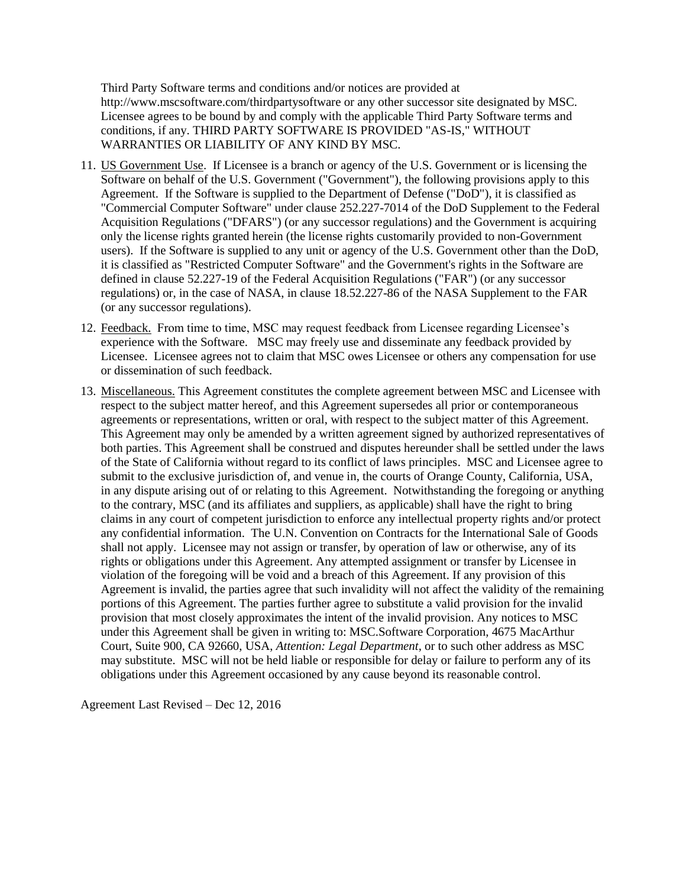Third Party Software terms and conditions and/or notices are provided at http://www.mscsoftware.com/thirdpartysoftware or any other successor site designated by MSC. Licensee agrees to be bound by and comply with the applicable Third Party Software terms and conditions, if any. THIRD PARTY SOFTWARE IS PROVIDED "AS-IS," WITHOUT WARRANTIES OR LIABILITY OF ANY KIND BY MSC.

11. US Government Use. If Licensee is a branch or agency of the U.S. Government or is licensing the Software on behalf of the U.S. Government ("Government"), the following provisions apply to this Agreement. If the Software is supplied to the Department of Defense ("DoD"), it is classified as "Commercial Computer Software" under clause 252.227-7014 of the DoD Supplement to the Federal Acquisition Regulations ("DFARS") (or any successor regulations) and the Government is acquiring only the license rights granted herein (the license rights customarily provided to non-Government users). If the Software is supplied to any unit or agency of the U.S. Government other than the DoD, it is classified as "Restricted Computer Software" and the Government's rights in the Software are defined in clause 52.227-19 of the Federal Acquisition Regulations ("FAR") (or any successor regulations) or, in the case of NASA, in clause 18.52.227-86 of the NASA Supplement to the FAR (or any successor regulations).

12. Feedback. From time to time, MSC may request feedback from Licensee regarding Licensee's experience with the Software. MSC may freely use and disseminate any feedback provided by Licensee. Licensee agrees not to claim that MSC owes Licensee or others any compensation for use or dissemination of such feedback.

13. Miscellaneous. This Agreement constitutes the complete agreement between MSC and Licensee with respect to the subject matter hereof, and this Agreement supersedes all prior or contemporaneous agreements or representations, written or oral, with respect to the subject matter of this Agreement. This Agreement may only be amended by a written agreement signed by authorized representatives of both parties. This Agreement shall be construed and disputes hereunder shall be settled under the laws of the State of California without regard to its conflict of laws principles. MSC and Licensee agree to submit to the exclusive jurisdiction of, and venue in, the courts of Orange County, California, USA, in any dispute arising out of or relating to this Agreement. Notwithstanding the foregoing or anything to the contrary, MSC (and its affiliates and suppliers, as applicable) shall have the right to bring claims in any court of competent jurisdiction to enforce any intellectual property rights and/or protect any confidential information. The U.N. Convention on Contracts for the International Sale of Goods shall not apply. Licensee may not assign or transfer, by operation of law or otherwise, any of its rights or obligations under this Agreement. Any attempted assignment or transfer by Licensee in violation of the foregoing will be void and a breach of this Agreement. If any provision of this Agreement is invalid, the parties agree that such invalidity will not affect the validity of the remaining portions of this Agreement. The parties further agree to substitute a valid provision for the invalid provision that most closely approximates the intent of the invalid provision. Any notices to MSC under this Agreement shall be given in writing to: MSC.Software Corporation, 4675 MacArthur Court, Suite 900, CA 92660, USA, *Attention: Legal Department*, or to such other address as MSC may substitute. MSC will not be held liable or responsible for delay or failure to perform any of its obligations under this Agreement occasioned by any cause beyond its reasonable control.

Agreement Last Revised – Dec 12, 2016